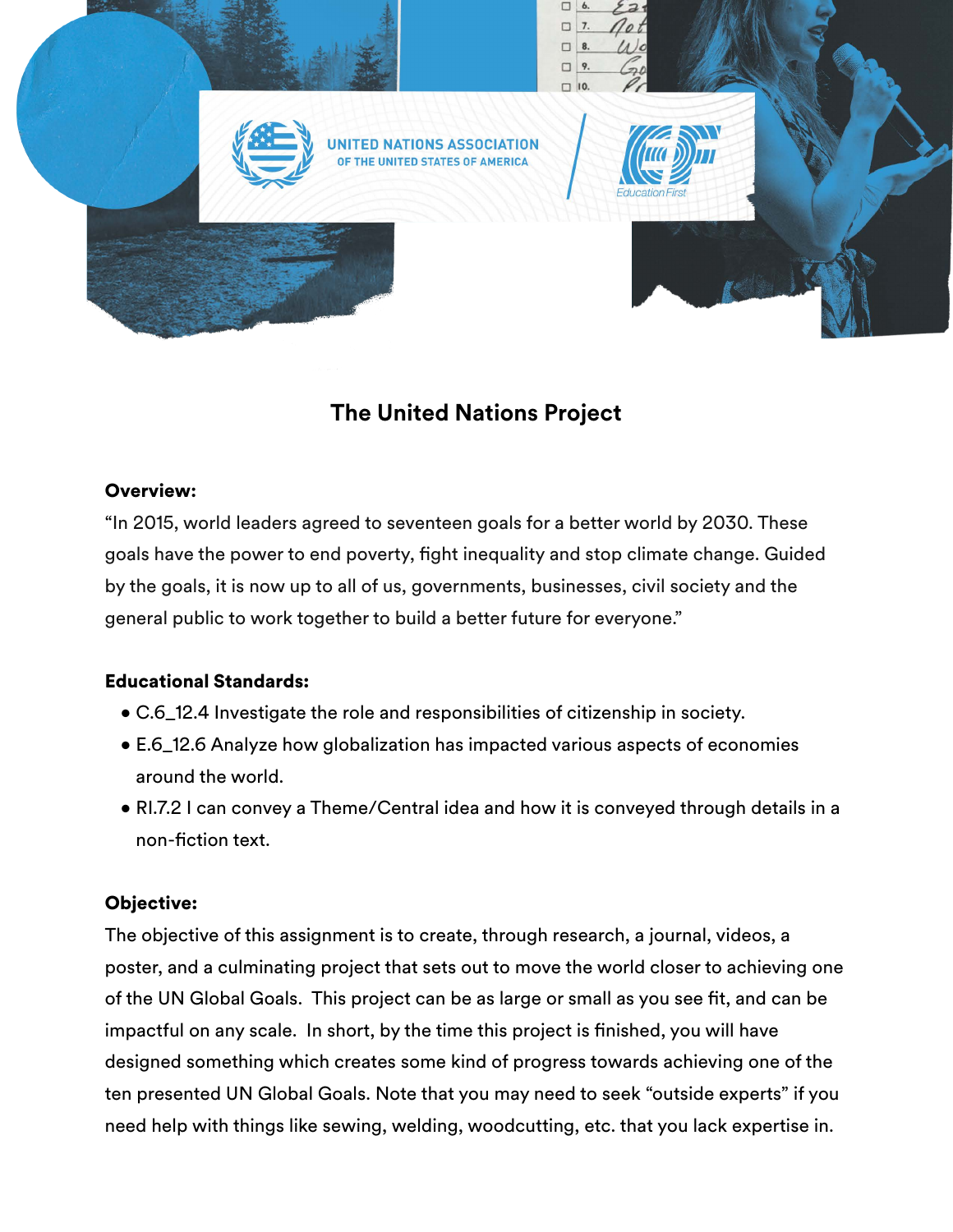# The United Nations Project

**Overview:**

"In 2015, world leaders agreed to seventeen goals for a better world by 2030. These goals have the power to end poverty, fight inequality and stop climate change. Guided by the goals, it is now up to all of us, governments, businesses, civil society and the general public to work together to build a better future for everyone."

**Educational Standards:**

- C.6_12.4 Investigate the role and responsibilities of citizenship in society.
- E.6_12.6 Analyze how globalization has impacted various aspects of economies around the world.
- RI.7.2 I can convey a Theme/Central idea and how it is conveyed through details in a non-fiction text.

**Objective:**

The objective of this assignment is to create, through research, a journal, videos, a poster, and a culminating project that sets out to move the world closer to achieving one of the UN Global Goals. This project can be as large or small as you see fit, and can be impactful on any scale. In short, by the time this project is finished, you will have designed something which creates some kind of progress towards achieving one of the ten presented UN Global Goals. Note that you may need to seek "outside experts" if you need help with things like sewing, welding, woodcutting, etc. that you lack expertise in.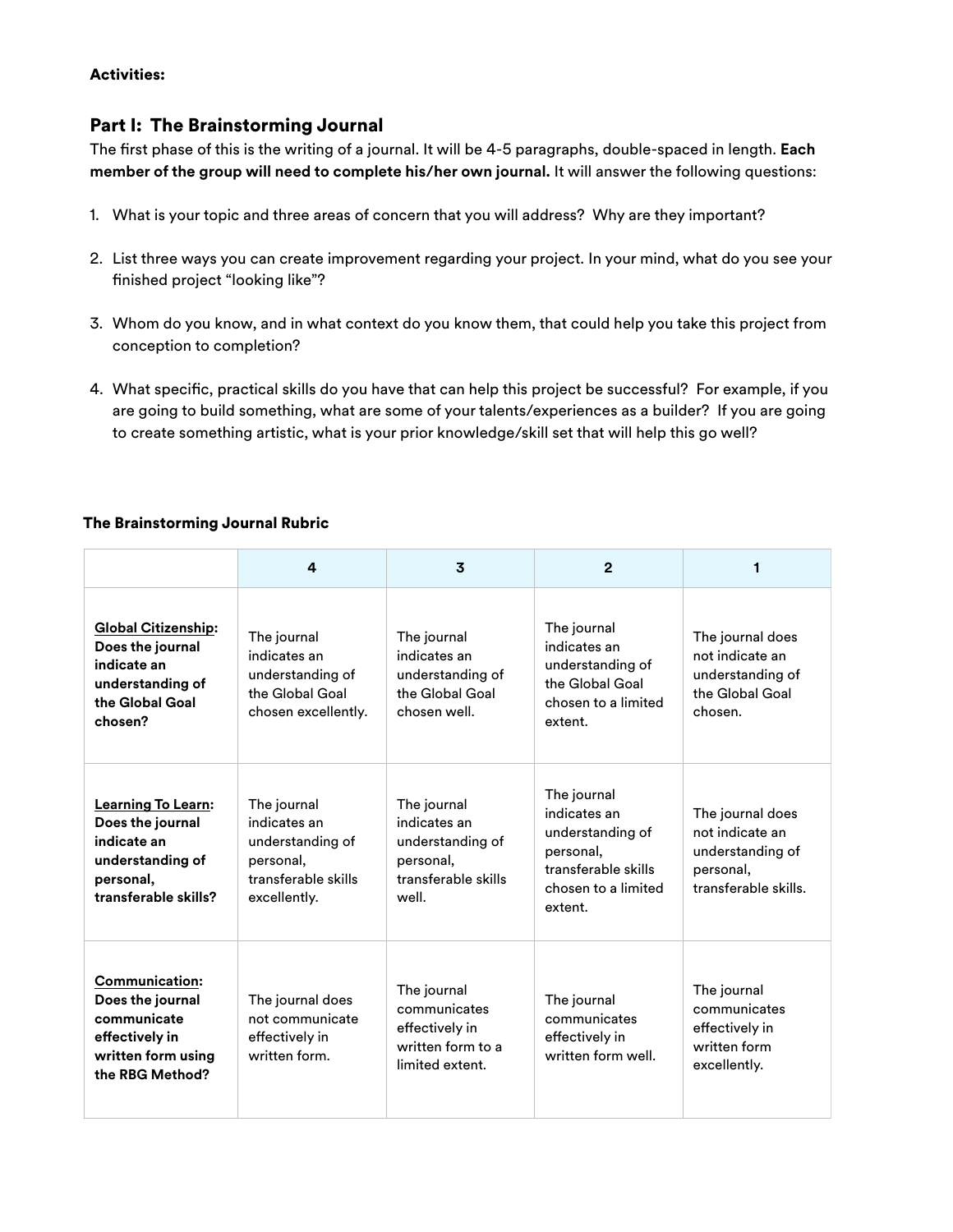**Activities:**

## Part I: The Brainstorming Journal

The first phase of this is the writing of a journal. It will be 4-5 paragraphs, double-spaced in length. **Each member of the group will need to complete his/her own journal.** It will answer the following questions:

1. What is your topic and three areas of concern that you will address? Why are they important?
2. List three ways you can create improvement regarding your project. In your mind, what do you see your finished project "looking like"?
3. Whom do you know, and in what context do you know them, that could help you take this project from conception to completion?
4. What specific, practical skills do you have that can help this project be successful? For example, if you are going to build something, what are some of your talents/experiences as a builder? If you are going to create something artistic, what is your prior knowledge/skill set that will help this go well?

### The Brainstorming Journal Rubric

| | 4 | 3 | 2 | 1 |
|---|---|---|---|---|
| **Global Citizenship: Does the journal indicate an understanding of the Global Goal chosen?** | The journal indicates an understanding of the Global Goal chosen excellently. | The journal indicates an understanding of the Global Goal chosen well. | The journal indicates an understanding of the Global Goal chosen to a limited extent. | The journal does not indicate an understanding of the Global Goal chosen. |
| **Learning To Learn: Does the journal indicate an understanding of personal, transferable skills?** | The journal indicates an understanding of personal, transferable skills excellently. | The journal indicates an understanding of personal, transferable skills well. | The journal indicates an understanding of personal, transferable skills chosen to a limited extent. | The journal does not indicate an understanding of personal, transferable skills. |
| **Communication: Does the journal communicate effectively in written form using the RBG Method?** | The journal does not communicate effectively in written form. | The journal communicates effectively in written form to a limited extent. | The journal communicates effectively in written form well. | The journal communicates effectively in written form excellently. |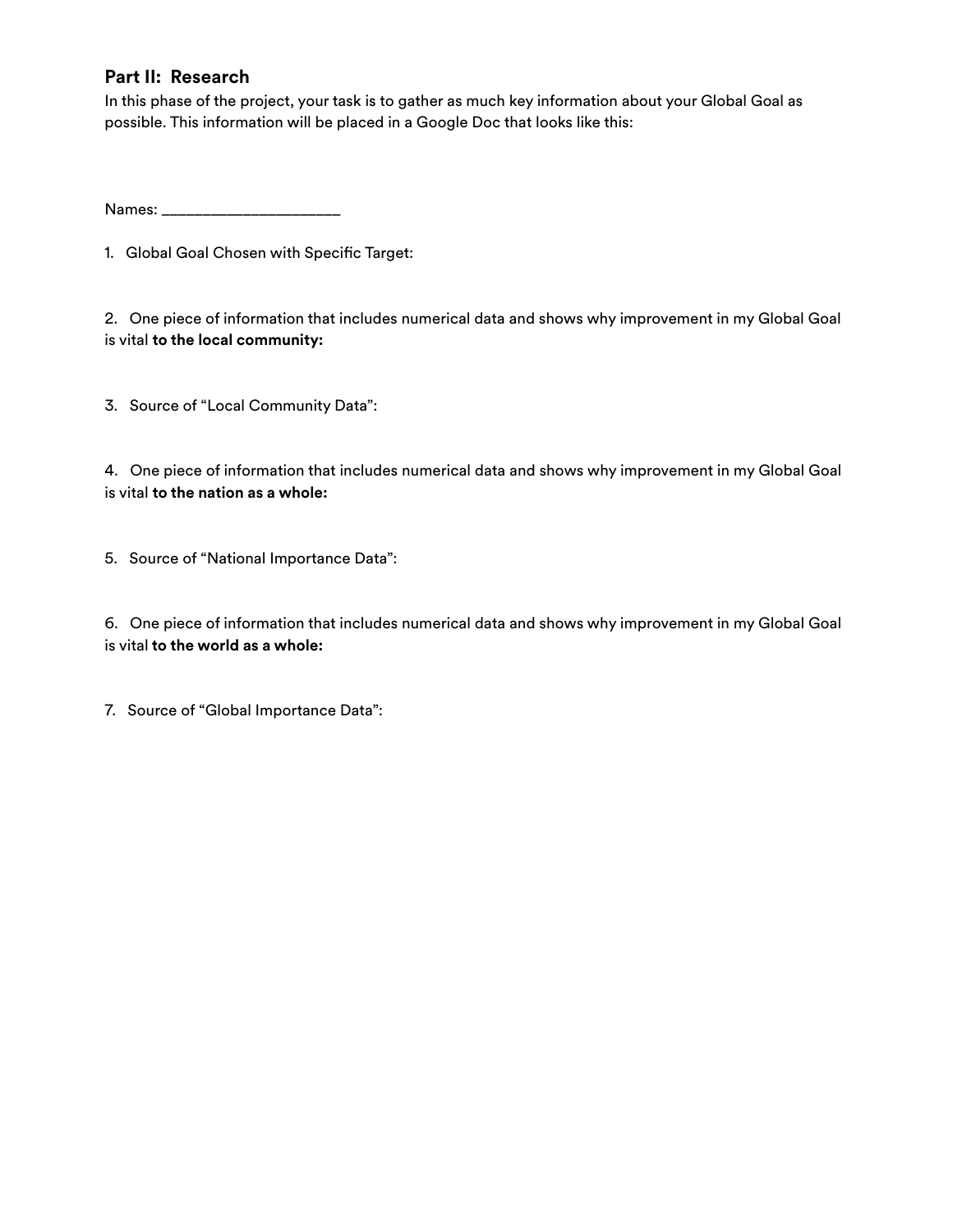## Part II: Research

In this phase of the project, your task is to gather as much key information about your Global Goal as possible. This information will be placed in a Google Doc that looks like this:

Names: ____________________

1. Global Goal Chosen with Specific Target:

2. One piece of information that includes numerical data and shows why improvement in my Global Goal is vital **to the local community:**

3. Source of "Local Community Data":

4. One piece of information that includes numerical data and shows why improvement in my Global Goal is vital **to the nation as a whole:**

5. Source of "National Importance Data":

6. One piece of information that includes numerical data and shows why improvement in my Global Goal is vital **to the world as a whole:**

7. Source of "Global Importance Data":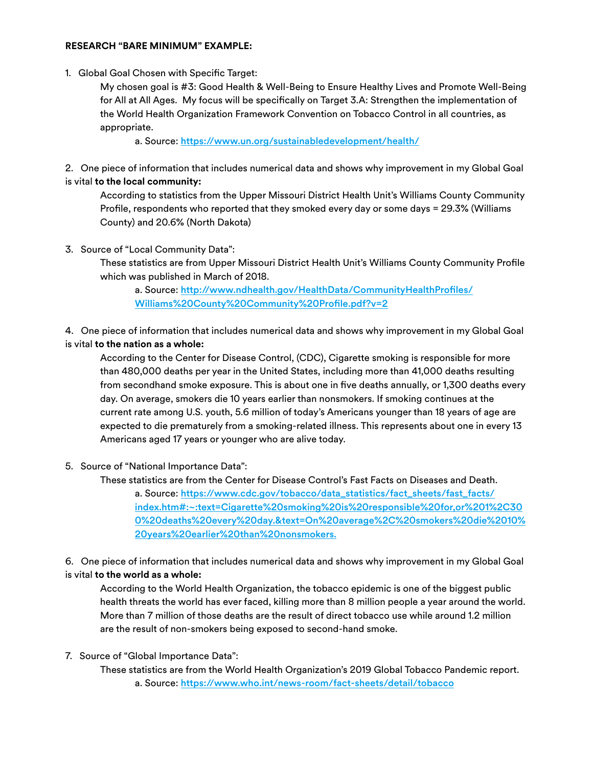**RESEARCH "BARE MINIMUM" EXAMPLE:**

1. Global Goal Chosen with Specific Target:

   My chosen goal is #3: Good Health & Well-Being to Ensure Healthy Lives and Promote Well-Being for All at All Ages. My focus will be specifically on Target 3.A: Strengthen the implementation of the World Health Organization Framework Convention on Tobacco Control in all countries, as appropriate.

   a. Source: https://www.un.org/sustainabledevelopment/health/

2. One piece of information that includes numerical data and shows why improvement in my Global Goal is vital **to the local community:**

   According to statistics from the Upper Missouri District Health Unit's Williams County Community Profile, respondents who reported that they smoked every day or some days = 29.3% (Williams County) and 20.6% (North Dakota)

3. Source of "Local Community Data":

   These statistics are from Upper Missouri District Health Unit's Williams County Community Profile which was published in March of 2018.

   a. Source: http://www.ndhealth.gov/HealthData/CommunityHealthProfiles/Williams%20County%20Community%20Profile.pdf?v=2

4. One piece of information that includes numerical data and shows why improvement in my Global Goal is vital **to the nation as a whole:**

   According to the Center for Disease Control, (CDC), Cigarette smoking is responsible for more than 480,000 deaths per year in the United States, including more than 41,000 deaths resulting from secondhand smoke exposure. This is about one in five deaths annually, or 1,300 deaths every day. On average, smokers die 10 years earlier than nonsmokers. If smoking continues at the current rate among U.S. youth, 5.6 million of today's Americans younger than 18 years of age are expected to die prematurely from a smoking-related illness. This represents about one in every 13 Americans aged 17 years or younger who are alive today.

5. Source of "National Importance Data":

   These statistics are from the Center for Disease Control's Fast Facts on Diseases and Death.

   a. Source: https://www.cdc.gov/tobacco/data_statistics/fact_sheets/fast_facts/index.htm#:~:text=Cigarette%20smoking%20is%20responsible%20for,or%201%2C300%20deaths%20every%20day.&text=On%20average%2C%20smokers%20die%2010%20years%20earlier%20than%20nonsmokers.

6. One piece of information that includes numerical data and shows why improvement in my Global Goal is vital **to the world as a whole:**

   According to the World Health Organization, the tobacco epidemic is one of the biggest public health threats the world has ever faced, killing more than 8 million people a year around the world. More than 7 million of those deaths are the result of direct tobacco use while around 1.2 million are the result of non-smokers being exposed to second-hand smoke.

7. Source of "Global Importance Data":

   These statistics are from the World Health Organization's 2019 Global Tobacco Pandemic report.

   a. Source: https://www.who.int/news-room/fact-sheets/detail/tobacco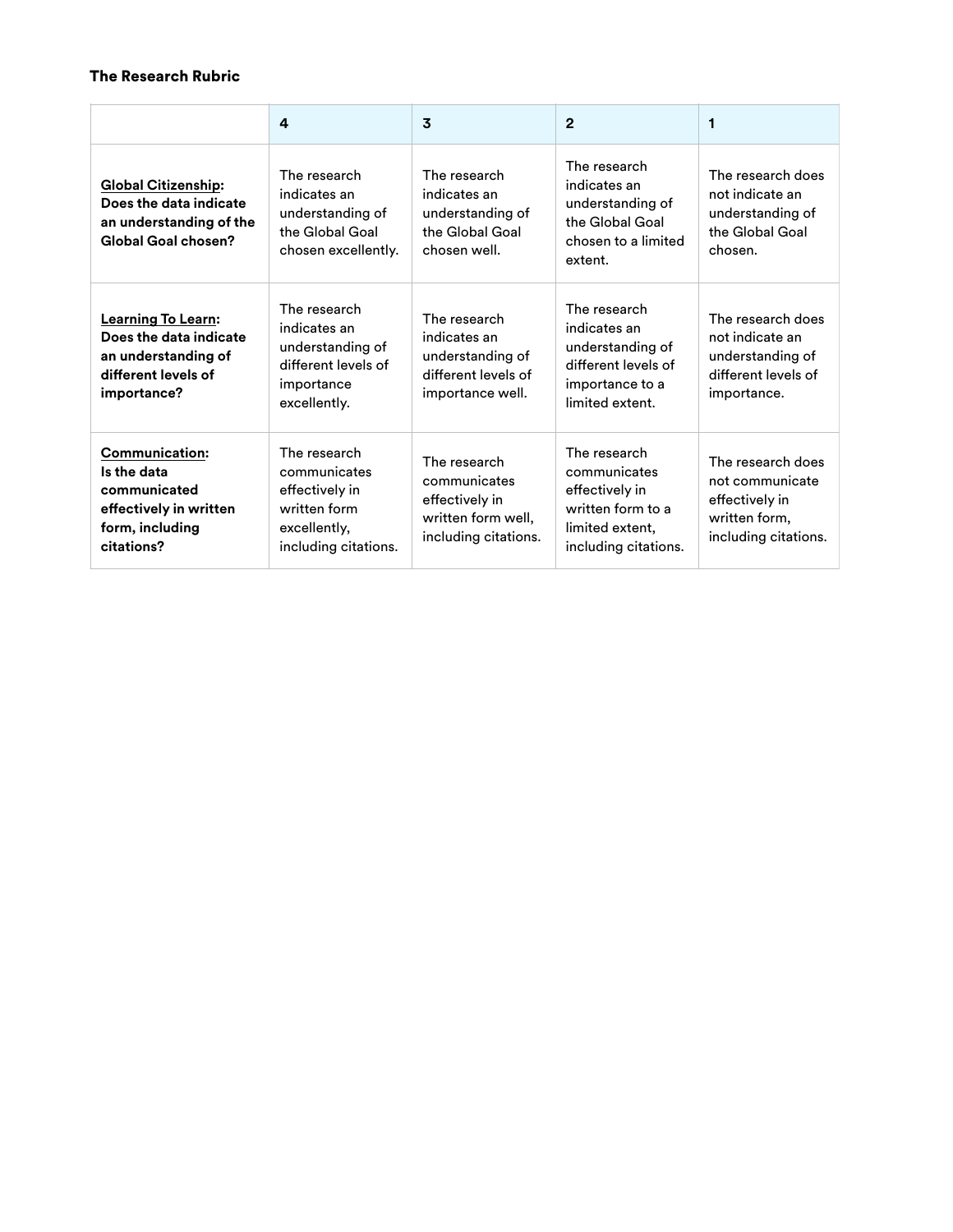**The Research Rubric**

| | 4 | 3 | 2 | 1 |
|---|---|---|---|---|
| **Global Citizenship: Does the data indicate an understanding of the Global Goal chosen?** | The research indicates an understanding of the Global Goal chosen excellently. | The research indicates an understanding of the Global Goal chosen well. | The research indicates an understanding of the Global Goal chosen to a limited extent. | The research does not indicate an understanding of the Global Goal chosen. |
| **Learning To Learn: Does the data indicate an understanding of different levels of importance?** | The research indicates an understanding of different levels of importance excellently. | The research indicates an understanding of different levels of importance well. | The research indicates an understanding of different levels of importance to a limited extent. | The research does not indicate an understanding of different levels of importance. |
| **Communication: Is the data communicated effectively in written form, including citations?** | The research communicates effectively in written form excellently, including citations. | The research communicates effectively in written form well, including citations. | The research communicates effectively in written form to a limited extent, including citations. | The research does not communicate effectively in written form, including citations. |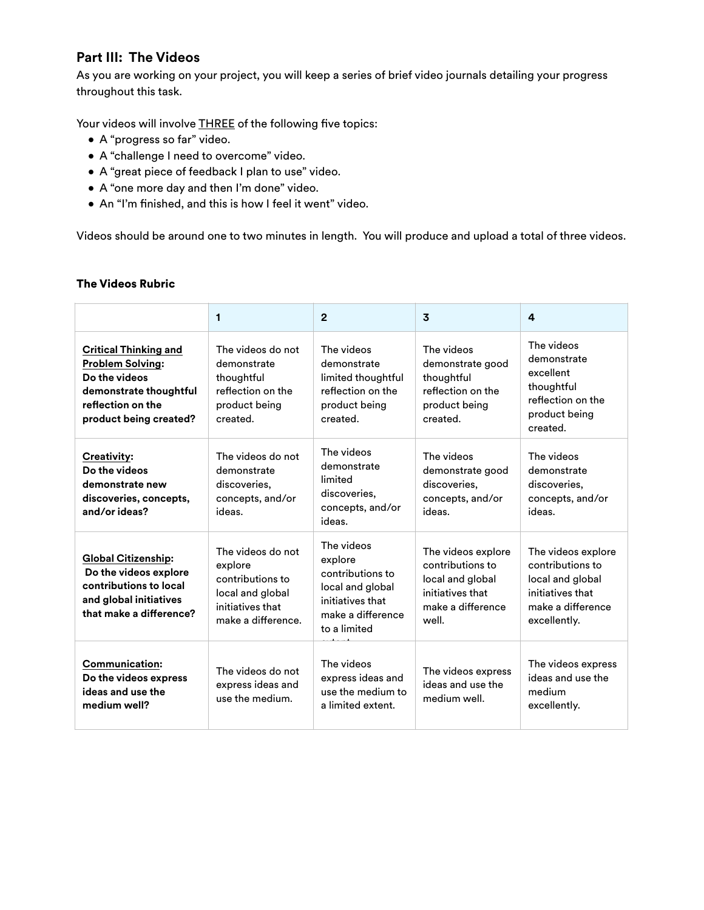## Part III: The Videos

As you are working on your project, you will keep a series of brief video journals detailing your progress throughout this task.

Your videos will involve <u>THREE</u> of the following five topics:

- A "progress so far" video.
- A "challenge I need to overcome" video.
- A "great piece of feedback I plan to use" video.
- A "one more day and then I'm done" video.
- An "I'm finished, and this is how I feel it went" video.

Videos should be around one to two minutes in length. You will produce and upload a total of three videos.

### The Videos Rubric

| | 1 | 2 | 3 | 4 |
|---|---|---|---|---|
| **<u>Critical Thinking and Problem Solving</u>: Do the videos demonstrate thoughtful reflection on the product being created?** | The videos do not demonstrate thoughtful reflection on the product being created. | The videos demonstrate limited thoughtful reflection on the product being created. | The videos demonstrate good thoughtful reflection on the product being created. | The videos demonstrate excellent thoughtful reflection on the product being created. |
| **<u>Creativity</u>: Do the videos demonstrate new discoveries, concepts, and/or ideas?** | The videos do not demonstrate discoveries, concepts, and/or ideas. | The videos demonstrate limited discoveries, concepts, and/or ideas. | The videos demonstrate good discoveries, concepts, and/or ideas. | The videos demonstrate discoveries, concepts, and/or ideas. |
| **<u>Global Citizenship</u>: Do the videos explore contributions to local and global initiatives that make a difference?** | The videos do not explore contributions to local and global initiatives that make a difference. | The videos explore contributions to local and global initiatives that make a difference to a limited extent. | The videos explore contributions to local and global initiatives that make a difference well. | The videos explore contributions to local and global initiatives that make a difference excellently. |
| **<u>Communication</u>: Do the videos express ideas and use the medium well?** | The videos do not express ideas and use the medium. | The videos express ideas and use the medium to a limited extent. | The videos express ideas and use the medium well. | The videos express ideas and use the medium excellently. |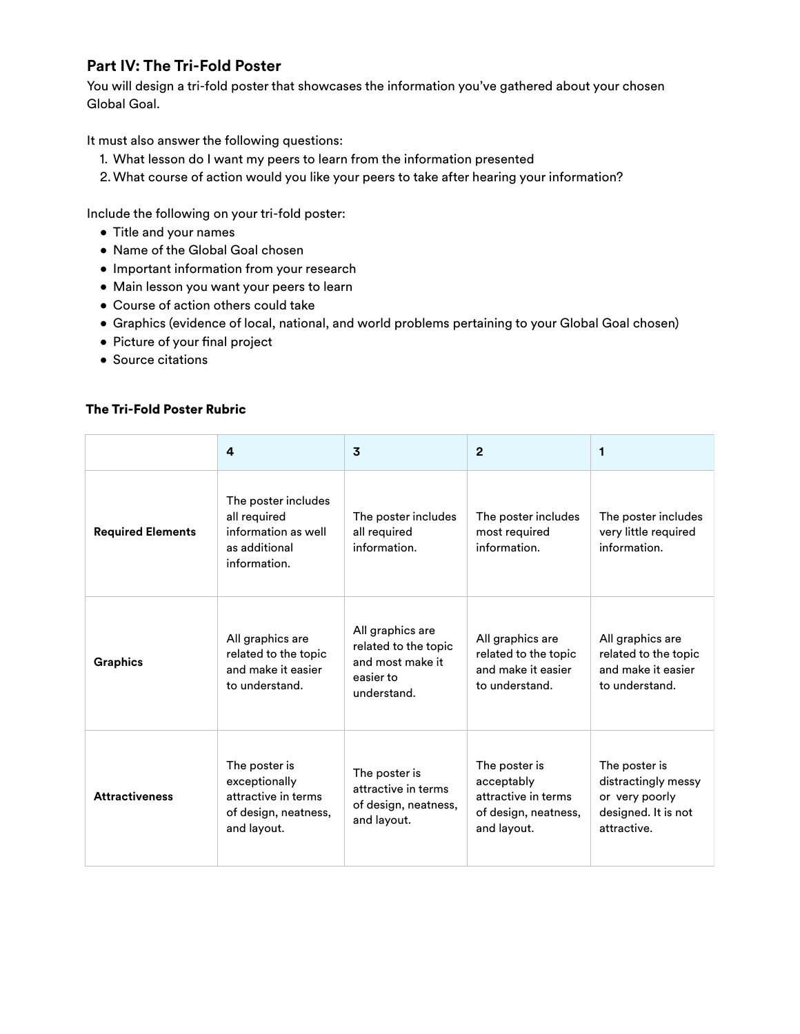## Part IV: The Tri-Fold Poster

You will design a tri-fold poster that showcases the information you've gathered about your chosen Global Goal.

It must also answer the following questions:

1. What lesson do I want my peers to learn from the information presented
2. What course of action would you like your peers to take after hearing your information?

Include the following on your tri-fold poster:

- Title and your names
- Name of the Global Goal chosen
- Important information from your research
- Main lesson you want your peers to learn
- Course of action others could take
- Graphics (evidence of local, national, and world problems pertaining to your Global Goal chosen)
- Picture of your final project
- Source citations

### The Tri-Fold Poster Rubric

| | 4 | 3 | 2 | 1 |
|---|---|---|---|---|
| **Required Elements** | The poster includes all required information as well as additional information. | The poster includes all required information. | The poster includes most required information. | The poster includes very little required information. |
| **Graphics** | All graphics are related to the topic and make it easier to understand. | All graphics are related to the topic and most make it easier to understand. | All graphics are related to the topic and make it easier to understand. | All graphics are related to the topic and make it easier to understand. |
| **Attractiveness** | The poster is exceptionally attractive in terms of design, neatness, and layout. | The poster is attractive in terms of design, neatness, and layout. | The poster is acceptably attractive in terms of design, neatness, and layout. | The poster is distractingly messy or very poorly designed. It is not attractive. |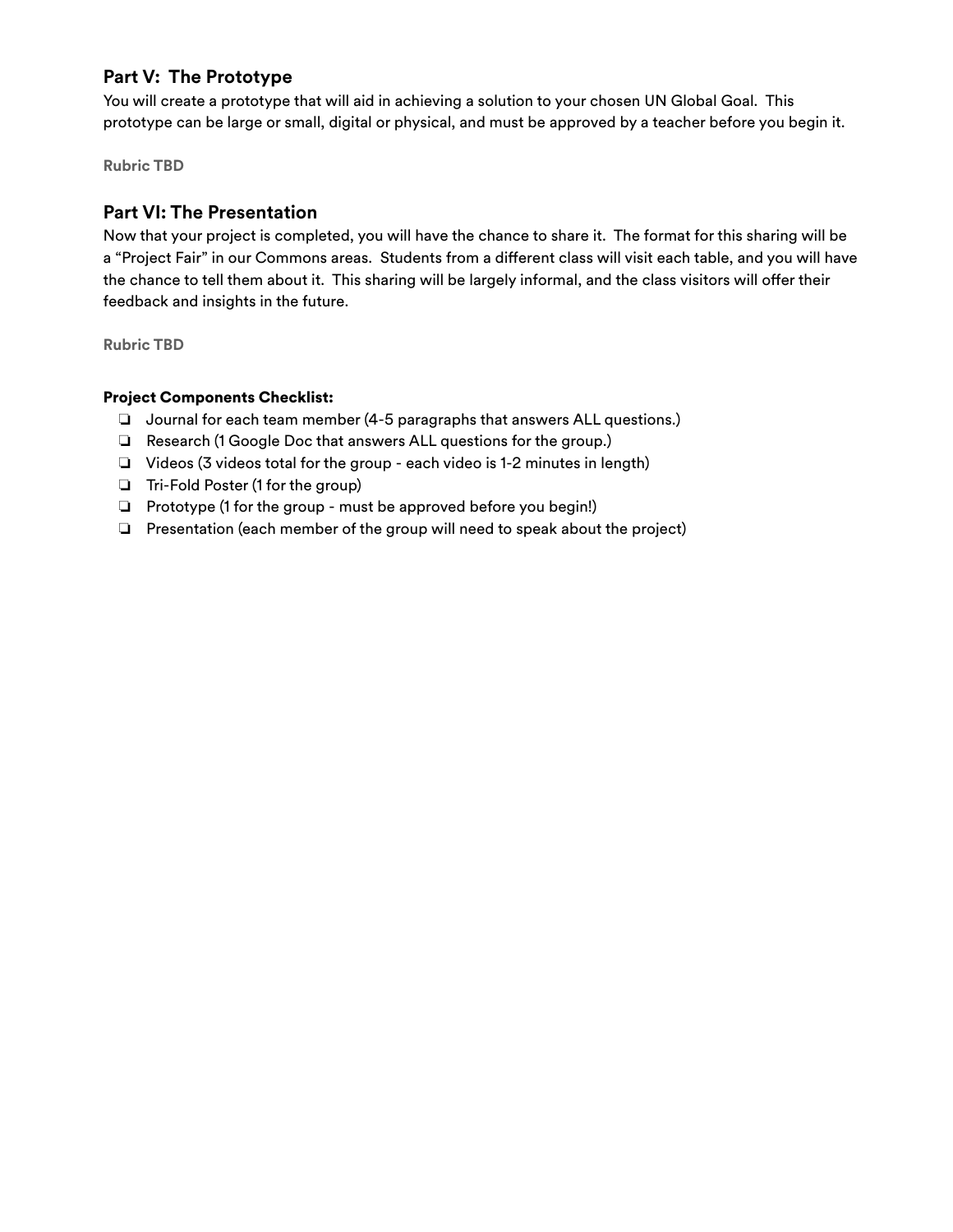## Part V: The Prototype

You will create a prototype that will aid in achieving a solution to your chosen UN Global Goal. This prototype can be large or small, digital or physical, and must be approved by a teacher before you begin it.

**Rubric TBD**

## Part VI: The Presentation

Now that your project is completed, you will have the chance to share it. The format for this sharing will be a "Project Fair" in our Commons areas. Students from a different class will visit each table, and you will have the chance to tell them about it. This sharing will be largely informal, and the class visitors will offer their feedback and insights in the future.

**Rubric TBD**

**Project Components Checklist:**

- [ ] Journal for each team member (4-5 paragraphs that answers ALL questions.)
- [ ] Research (1 Google Doc that answers ALL questions for the group.)
- [ ] Videos (3 videos total for the group - each video is 1-2 minutes in length)
- [ ] Tri-Fold Poster (1 for the group)
- [ ] Prototype (1 for the group - must be approved before you begin!)
- [ ] Presentation (each member of the group will need to speak about the project)